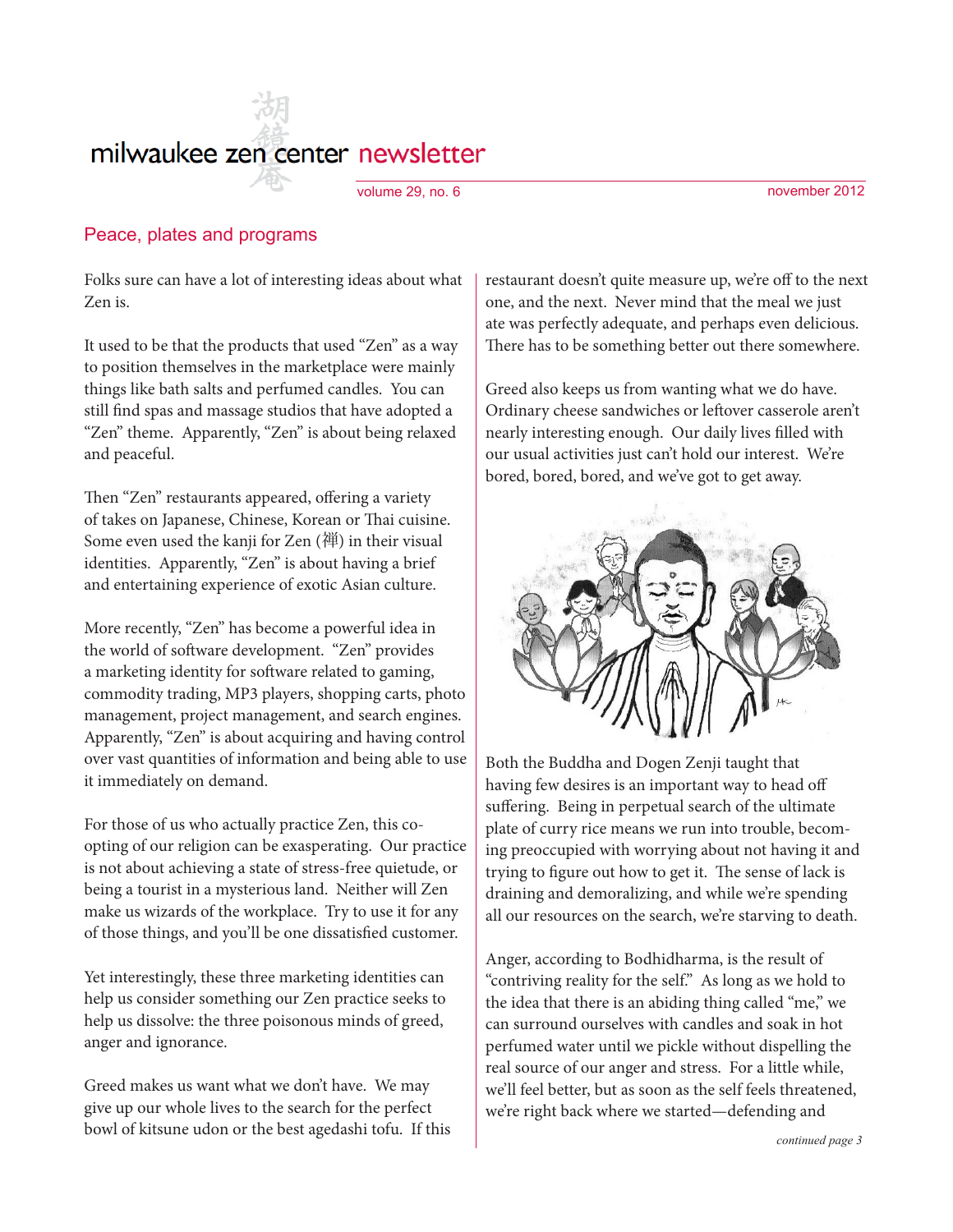# milwaukee zen center newsletter

volume 29, no. 6 — november 2012

## Peace, plates and programs

Folks sure can have a lot of interesting ideas about what Zen is.

It used to be that the products that used "Zen" as a way to position themselves in the marketplace were mainly things like bath salts and perfumed candles. You can still find spas and massage studios that have adopted a "Zen" theme. Apparently, "Zen" is about being relaxed and peaceful.

Then "Zen" restaurants appeared, offering a variety of takes on Japanese, Chinese, Korean or Thai cuisine. Some even used the kanji for Zen (禅) in their visual identities. Apparently, "Zen" is about having a brief and entertaining experience of exotic Asian culture.

More recently, "Zen" has become a powerful idea in the world of software development. "Zen" provides a marketing identity for software related to gaming, commodity trading, MP3 players, shopping carts, photo management, project management, and search engines. Apparently, "Zen" is about acquiring and having control over vast quantities of information and being able to use it immediately on demand.

For those of us who actually practice Zen, this co-opting of our religion can be exasperating. Our practice is not about achieving a state of stress-free quietude, or being a tourist in a mysterious land. Neither will Zen make us wizards of the workplace. Try to use it for any of those things, and you'll be one dissatisfied customer.

Yet interestingly, these three marketing identities can help us consider something our Zen practice seeks to help us dissolve: the three poisonous minds of greed, anger and ignorance.

Greed makes us want what we don't have. We may give up our whole lives to the search for the perfect bowl of kitsune udon or the best agedashi tofu. If this restaurant doesn't quite measure up, we're off to the next one, and the next. Never mind that the meal we just ate was perfectly adequate, and perhaps even delicious. There has to be something better out there somewhere.

Greed also keeps us from wanting what we do have. Ordinary cheese sandwiches or leftover casserole aren't nearly interesting enough. Our daily lives filled with our usual activities just can't hold our interest. We're bored, bored, bored, and we've got to get away.

Both the Buddha and Dogen Zenji taught that having few desires is an important way to head off suffering. Being in perpetual search of the ultimate plate of curry rice means we run into trouble, becoming preoccupied with worrying about not having it and trying to figure out how to get it. The sense of lack is draining and demoralizing, and while we're spending all our resources on the search, we're starving to death.

Anger, according to Bodhidharma, is the result of "contriving reality for the self." As long as we hold to the idea that there is an abiding thing called "me," we can surround ourselves with candles and soak in hot perfumed water until we pickle without dispelling the real source of our anger and stress. For a little while, we'll feel better, but as soon as the self feels threatened, we're right back where we started—defending and

*continued page 3*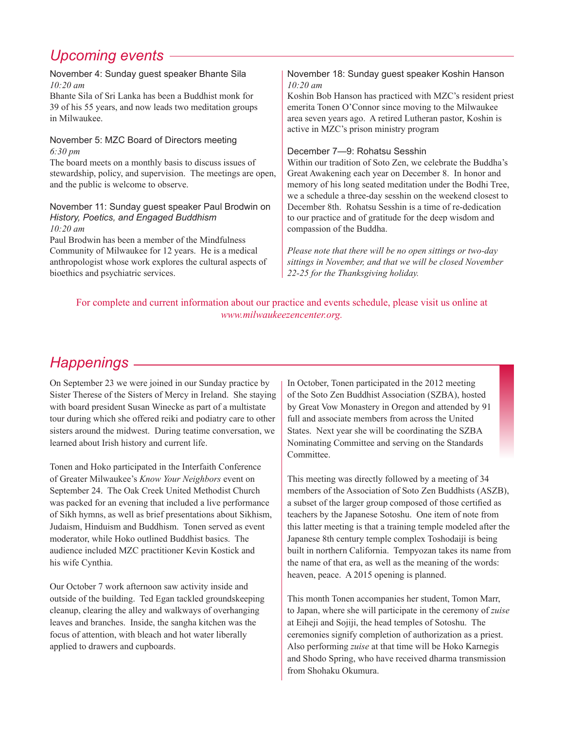## *Upcoming events*

### November 4: Sunday guest speaker Bhante Sila

*10:20 am*

Bhante Sila of Sri Lanka has been a Buddhist monk for 39 of his 55 years, and now leads two meditation groups in Milwaukee.

### November 5: MZC Board of Directors meeting

*6:30 pm*

The board meets on a monthly basis to discuss issues of stewardship, policy, and supervision. The meetings are open, and the public is welcome to observe.

### November 11: Sunday guest speaker Paul Brodwin on *History, Poetics, and Engaged Buddhism*

*10:20 am*

Paul Brodwin has been a member of the Mindfulness Community of Milwaukee for 12 years. He is a medical anthropologist whose work explores the cultural aspects of bioethics and psychiatric services.

### November 18: Sunday guest speaker Koshin Hanson

*10:20 am*

Koshin Bob Hanson has practiced with MZC's resident priest emerita Tonen O'Connor since moving to the Milwaukee area seven years ago. A retired Lutheran pastor, Koshin is active in MZC's prison ministry program

### December 7—9: Rohatsu Sesshin

Within our tradition of Soto Zen, we celebrate the Buddha's Great Awakening each year on December 8. In honor and memory of his long seated meditation under the Bodhi Tree, we a schedule a three-day sesshin on the weekend closest to December 8th. Rohatsu Sesshin is a time of re-dedication to our practice and of gratitude for the deep wisdom and compassion of the Buddha.

*Please note that there will be no open sittings or two-day sittings in November, and that we will be closed November 22-25 for the Thanksgiving holiday.*

For complete and current information about our practice and events schedule, please visit us online at *www.milwaukeezencenter.org.*

## *Happenings*

On September 23 we were joined in our Sunday practice by Sister Therese of the Sisters of Mercy in Ireland. She staying with board president Susan Winecke as part of a multistate tour during which she offered reiki and podiatry care to other sisters around the midwest. During teatime conversation, we learned about Irish history and current life.

Tonen and Hoko participated in the Interfaith Conference of Greater Milwaukee's *Know Your Neighbors* event on September 24. The Oak Creek United Methodist Church was packed for an evening that included a live performance of Sikh hymns, as well as brief presentations about Sikhism, Judaism, Hinduism and Buddhism. Tonen served as event moderator, while Hoko outlined Buddhist basics. The audience included MZC practitioner Kevin Kostick and his wife Cynthia.

Our October 7 work afternoon saw activity inside and outside of the building. Ted Egan tackled groundskeeping cleanup, clearing the alley and walkways of overhanging leaves and branches. Inside, the sangha kitchen was the focus of attention, with bleach and hot water liberally applied to drawers and cupboards.

In October, Tonen participated in the 2012 meeting of the Soto Zen Buddhist Association (SZBA), hosted by Great Vow Monastery in Oregon and attended by 91 full and associate members from across the United States. Next year she will be coordinating the SZBA Nominating Committee and serving on the Standards Committee.

This meeting was directly followed by a meeting of 34 members of the Association of Soto Zen Buddhists (ASZB), a subset of the larger group composed of those certified as teachers by the Japanese Sotoshu. One item of note from this latter meeting is that a training temple modeled after the Japanese 8th century temple complex Toshodaiji is being built in northern California. Tempyozan takes its name from the name of that era, as well as the meaning of the words: heaven, peace. A 2015 opening is planned.

This month Tonen accompanies her student, Tomon Marr, to Japan, where she will participate in the ceremony of *zuise* at Eiheji and Sojiji, the head temples of Sotoshu. The ceremonies signify completion of authorization as a priest. Also performing *zuise* at that time will be Hoko Karnegis and Shodo Spring, who have received dharma transmission from Shohaku Okumura.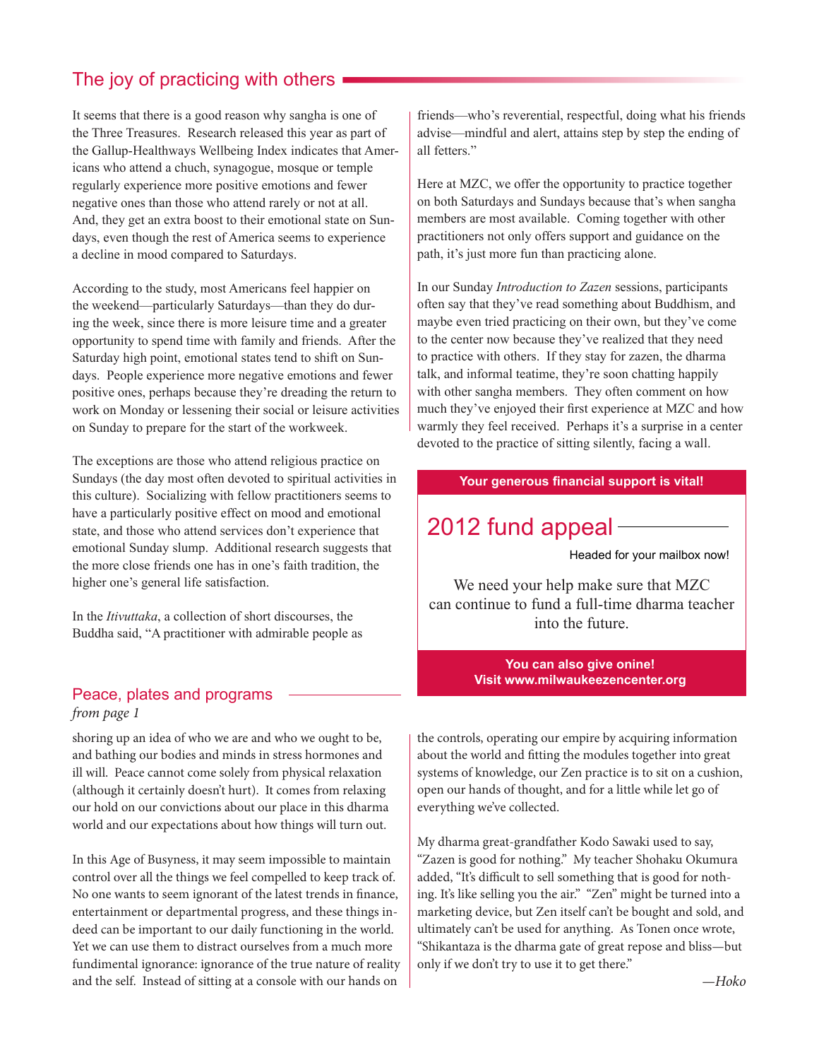## The joy of practicing with others

It seems that there is a good reason why sangha is one of the Three Treasures. Research released this year as part of the Gallup-Healthways Wellbeing Index indicates that Americans who attend a chuch, synagogue, mosque or temple regularly experience more positive emotions and fewer negative ones than those who attend rarely or not at all. And, they get an extra boost to their emotional state on Sundays, even though the rest of America seems to experience a decline in mood compared to Saturdays.

According to the study, most Americans feel happier on the weekend—particularly Saturdays—than they do during the week, since there is more leisure time and a greater opportunity to spend time with family and friends. After the Saturday high point, emotional states tend to shift on Sundays. People experience more negative emotions and fewer positive ones, perhaps because they're dreading the return to work on Monday or lessening their social or leisure activities on Sunday to prepare for the start of the workweek.

The exceptions are those who attend religious practice on Sundays (the day most often devoted to spiritual activities in this culture). Socializing with fellow practitioners seems to have a particularly positive effect on mood and emotional state, and those who attend services don't experience that emotional Sunday slump. Additional research suggests that the more close friends one has in one's faith tradition, the higher one's general life satisfaction.

In the *Itivuttaka*, a collection of short discourses, the Buddha said, "A practitioner with admirable people as friends—who's reverential, respectful, doing what his friends advise—mindful and alert, attains step by step the ending of all fetters."

Here at MZC, we offer the opportunity to practice together on both Saturdays and Sundays because that's when sangha members are most available. Coming together with other practitioners not only offers support and guidance on the path, it's just more fun than practicing alone.

In our Sunday *Introduction to Zazen* sessions, participants often say that they've read something about Buddhism, and maybe even tried practicing on their own, but they've come to the center now because they've realized that they need to practice with others. If they stay for zazen, the dharma talk, and informal teatime, they're soon chatting happily with other sangha members. They often comment on how much they've enjoyed their first experience at MZC and how warmly they feel received. Perhaps it's a surprise in a center devoted to the practice of sitting silently, facing a wall.

**Your generous financial support is vital!**

## 2012 fund appeal

Headed for your mailbox now!

We need your help make sure that MZC can continue to fund a full-time dharma teacher into the future.

**You can also give onine!**
**Visit www.milwaukeezencenter.org**

## Peace, plates and programs

*from page 1*

shoring up an idea of who we are and who we ought to be, and bathing our bodies and minds in stress hormones and ill will. Peace cannot come solely from physical relaxation (although it certainly doesn't hurt). It comes from relaxing our hold on our convictions about our place in this dharma world and our expectations about how things will turn out.

In this Age of Busyness, it may seem impossible to maintain control over all the things we feel compelled to keep track of. No one wants to seem ignorant of the latest trends in finance, entertainment or departmental progress, and these things indeed can be important to our daily functioning in the world. Yet we can use them to distract ourselves from a much more fundimental ignorance: ignorance of the true nature of reality and the self. Instead of sitting at a console with our hands on the controls, operating our empire by acquiring information about the world and fitting the modules together into great systems of knowledge, our Zen practice is to sit on a cushion, open our hands of thought, and for a little while let go of everything we've collected.

My dharma great-grandfather Kodo Sawaki used to say, "Zazen is good for nothing." My teacher Shohaku Okumura added, "It's difficult to sell something that is good for nothing. It's like selling you the air." "Zen" might be turned into a marketing device, but Zen itself can't be bought and sold, and ultimately can't be used for anything. As Tonen once wrote, "Shikantaza is the dharma gate of great repose and bliss—but only if we don't try to use it to get there."

*—Hoko*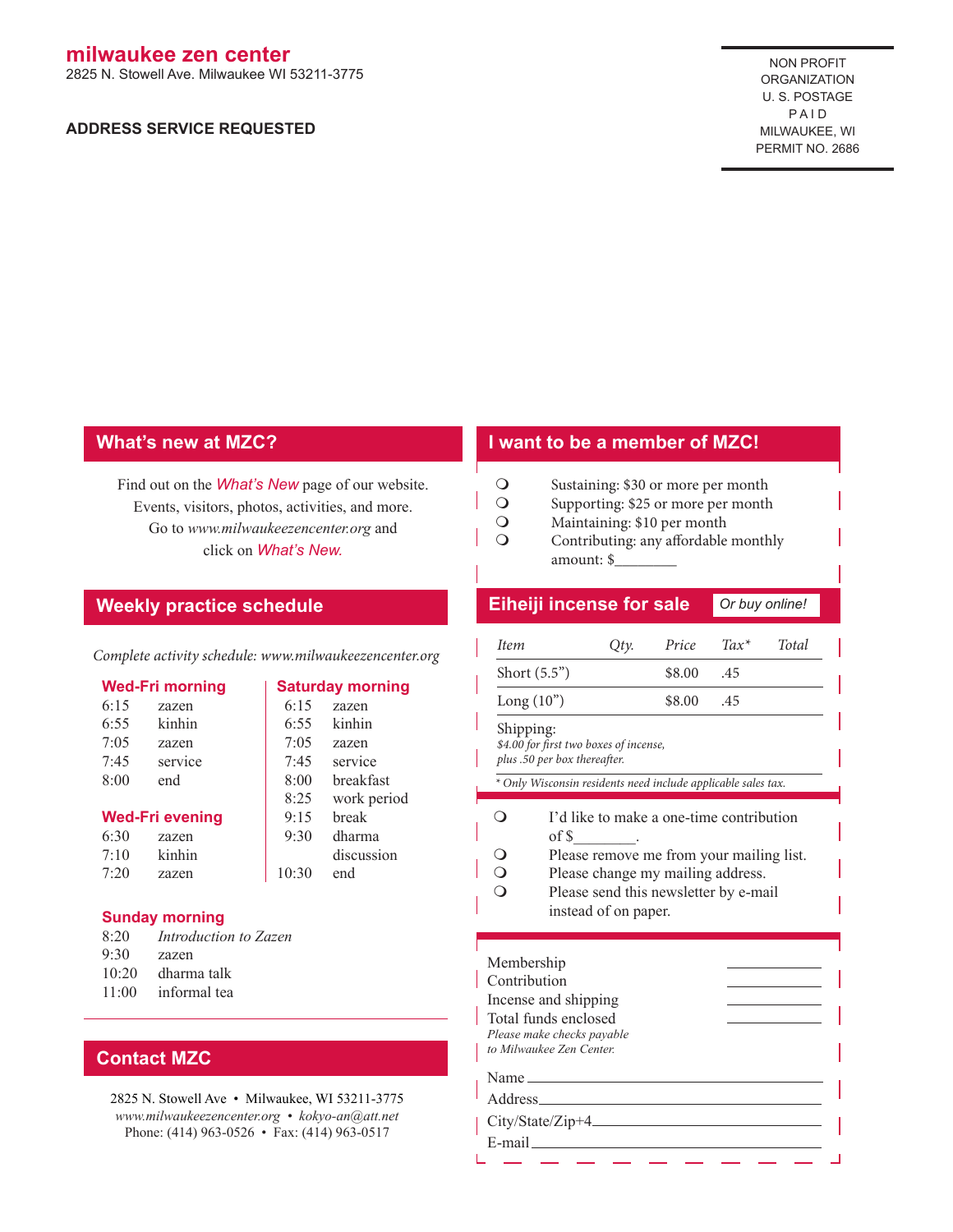**milwaukee zen center**
2825 N. Stowell Ave. Milwaukee WI 53211-3775

**ADDRESS SERVICE REQUESTED**

NON PROFIT ORGANIZATION
U. S. POSTAGE
PAID
MILWAUKEE, WI
PERMIT NO. 2686

## What's new at MZC?

Find out on the *What's New* page of our website. Events, visitors, photos, activities, and more. Go to *www.milwaukeezencenter.org* and click on *What's New*.

## Weekly practice schedule

*Complete activity schedule: www.milwaukeezencenter.org*

### Wed-Fri morning

| | |
|---|---|
| 6:15 | zazen |
| 6:55 | kinhin |
| 7:05 | zazen |
| 7:45 | service |
| 8:00 | end |

### Wed-Fri evening

| | |
|---|---|
| 6:30 | zazen |
| 7:10 | kinhin |
| 7:20 | zazen |

### Saturday morning

| | |
|---|---|
| 6:15 | zazen |
| 6:55 | kinhin |
| 7:05 | zazen |
| 7:45 | service |
| 8:00 | breakfast |
| 8:25 | work period |
| 9:15 | break |
| 9:30 | dharma discussion |
| 10:30 | end |

### Sunday morning

| | |
|---|---|
| 8:20 | *Introduction to Zazen* |
| 9:30 | zazen |
| 10:20 | dharma talk |
| 11:00 | informal tea |

## Contact MZC

2825 N. Stowell Ave • Milwaukee, WI 53211-3775
*www.milwaukeezencenter.org* • *kokyo-an@att.net*
Phone: (414) 963-0526 • Fax: (414) 963-0517

## I want to be a member of MZC!

- ❍ Sustaining: $30 or more per month
- ❍ Supporting: $25 or more per month
- ❍ Maintaining: $10 per month
- ❍ Contributing: any affordable monthly amount: $________

## Eiheiji incense for sale

*Or buy online!*

| *Item* | *Qty.* | *Price* | *Tax\** | *Total* |
|---|---|---|---|---|
| Short (5.5") | | $8.00 | .45 | |
| Long (10") | | $8.00 | .45 | |

Shipping:
*$4.00 for first two boxes of incense, plus .50 per box thereafter.*

*\* Only Wisconsin residents need include applicable sales tax.*

- ❍ I'd like to make a one-time contribution of $________.
- ❍ Please remove me from your mailing list.
- ❍ Please change my mailing address.
- ❍ Please send this newsletter by e-mail instead of on paper.

Membership __________
Contribution __________
Incense and shipping __________
Total funds enclosed __________

*Please make checks payable to Milwaukee Zen Center.*

Name ______________________________
Address ______________________________
City/State/Zip+4 ______________________________
E-mail ______________________________